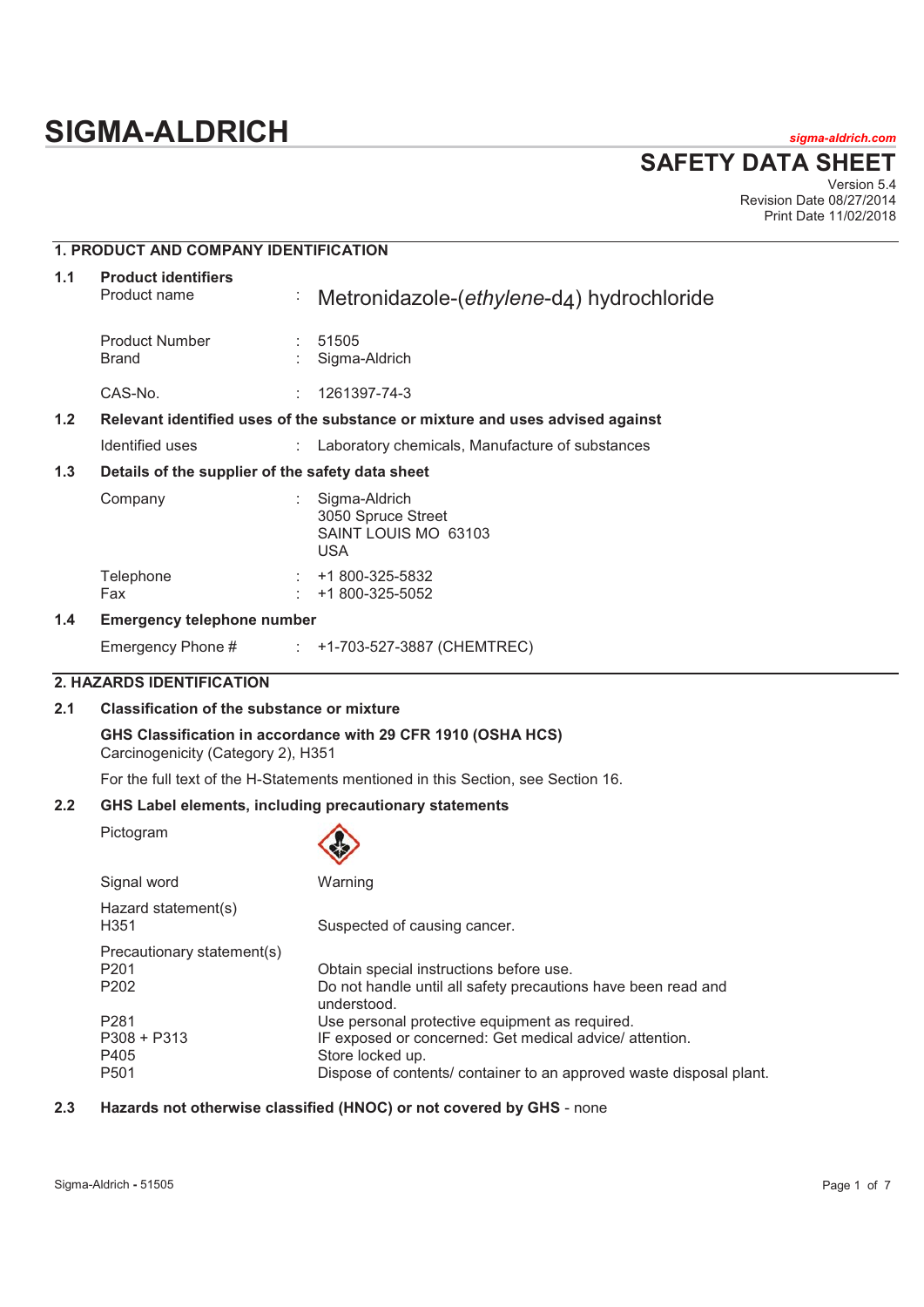# SIGMA-ALDRICH

sigma-aldrich.com

## SAFETY DATA SHEET

Version 5.4
Revision Date 08/27/2014
Print Date 11/02/2018

## 1. PRODUCT AND COMPANY IDENTIFICATION

### 1.1 Product identifiers

| | | |
|---|---|---|
| Product name | : | Metronidazole-(*ethylene*-$d_4$) hydrochloride |
| Product Number | : | 51505 |
| Brand | : | Sigma-Aldrich |
| CAS-No. | : | 1261397-74-3 |

### 1.2 Relevant identified uses of the substance or mixture and uses advised against

| | | |
|---|---|---|
| Identified uses | : | Laboratory chemicals, Manufacture of substances |

### 1.3 Details of the supplier of the safety data sheet

| | | |
|---|---|---|
| Company | : | Sigma-Aldrich<br>3050 Spruce Street<br>SAINT LOUIS MO 63103<br>USA |
| Telephone | : | +1 800-325-5832 |
| Fax | : | +1 800-325-5052 |

### 1.4 Emergency telephone number

| | | |
|---|---|---|
| Emergency Phone # | : | +1-703-527-3887 (CHEMTREC) |

## 2. HAZARDS IDENTIFICATION

### 2.1 Classification of the substance or mixture

**GHS Classification in accordance with 29 CFR 1910 (OSHA HCS)**
Carcinogenicity (Category 2), H351

For the full text of the H-Statements mentioned in this Section, see Section 16.

### 2.2 GHS Label elements, including precautionary statements

| | |
|---|---|
| Pictogram | |
| Signal word | Warning |
| **Hazard statement(s)** | |
| H351 | Suspected of causing cancer. |
| **Precautionary statement(s)** | |
| P201 | Obtain special instructions before use. |
| P202 | Do not handle until all safety precautions have been read and understood. |
| P281 | Use personal protective equipment as required. |
| P308 + P313 | IF exposed or concerned: Get medical advice/ attention. |
| P405 | Store locked up. |
| P501 | Dispose of contents/ container to an approved waste disposal plant. |

### 2.3 Hazards not otherwise classified (HNOC) or not covered by GHS - none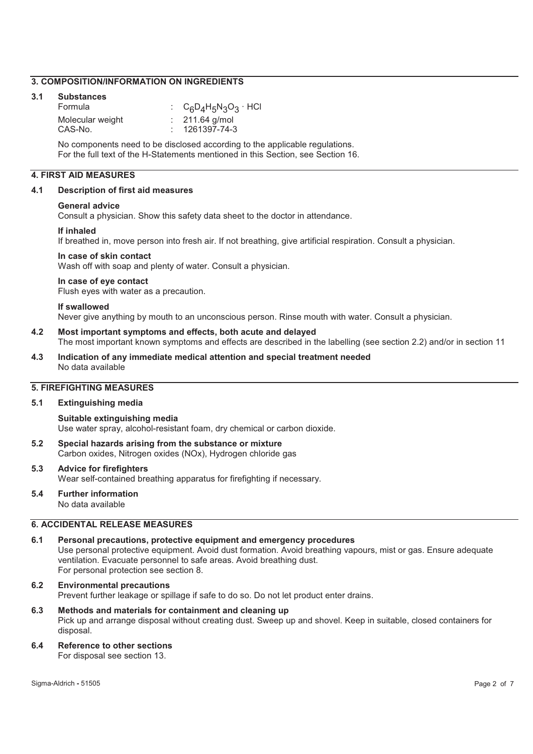## 3. COMPOSITION/INFORMATION ON INGREDIENTS

### 3.1 Substances

| | | |
|---|---|---|
| Formula | : | $C_6D_4H_5N_3O_3 \cdot HCl$ |
| Molecular weight | : | 211.64 g/mol |
| CAS-No. | : | 1261397-74-3 |

No components need to be disclosed according to the applicable regulations.
For the full text of the H-Statements mentioned in this Section, see Section 16.

## 4. FIRST AID MEASURES

### 4.1 Description of first aid measures

**General advice**
Consult a physician. Show this safety data sheet to the doctor in attendance.

**If inhaled**
If breathed in, move person into fresh air. If not breathing, give artificial respiration. Consult a physician.

**In case of skin contact**
Wash off with soap and plenty of water. Consult a physician.

**In case of eye contact**
Flush eyes with water as a precaution.

**If swallowed**
Never give anything by mouth to an unconscious person. Rinse mouth with water. Consult a physician.

### 4.2 Most important symptoms and effects, both acute and delayed

The most important known symptoms and effects are described in the labelling (see section 2.2) and/or in section 11

### 4.3 Indication of any immediate medical attention and special treatment needed

No data available

## 5. FIREFIGHTING MEASURES

### 5.1 Extinguishing media

**Suitable extinguishing media**
Use water spray, alcohol-resistant foam, dry chemical or carbon dioxide.

### 5.2 Special hazards arising from the substance or mixture

Carbon oxides, Nitrogen oxides (NOx), Hydrogen chloride gas

### 5.3 Advice for firefighters

Wear self-contained breathing apparatus for firefighting if necessary.

### 5.4 Further information

No data available

## 6. ACCIDENTAL RELEASE MEASURES

### 6.1 Personal precautions, protective equipment and emergency procedures

Use personal protective equipment. Avoid dust formation. Avoid breathing vapours, mist or gas. Ensure adequate ventilation. Evacuate personnel to safe areas. Avoid breathing dust.
For personal protection see section 8.

### 6.2 Environmental precautions

Prevent further leakage or spillage if safe to do so. Do not let product enter drains.

### 6.3 Methods and materials for containment and cleaning up

Pick up and arrange disposal without creating dust. Sweep up and shovel. Keep in suitable, closed containers for disposal.

### 6.4 Reference to other sections

For disposal see section 13.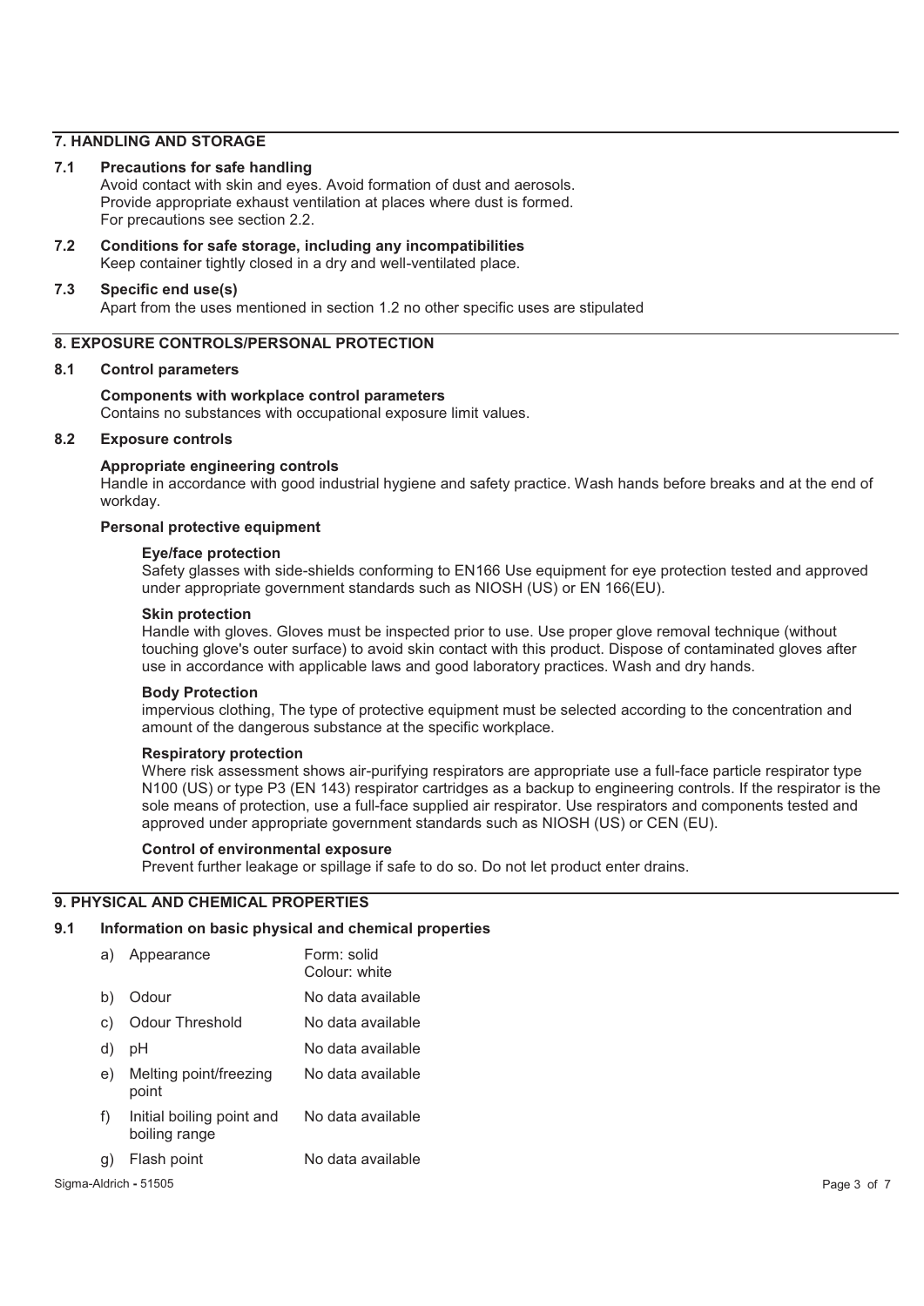## 7. HANDLING AND STORAGE

### 7.1 Precautions for safe handling

Avoid contact with skin and eyes. Avoid formation of dust and aerosols.
Provide appropriate exhaust ventilation at places where dust is formed.
For precautions see section 2.2.

### 7.2 Conditions for safe storage, including any incompatibilities

Keep container tightly closed in a dry and well-ventilated place.

### 7.3 Specific end use(s)

Apart from the uses mentioned in section 1.2 no other specific uses are stipulated

## 8. EXPOSURE CONTROLS/PERSONAL PROTECTION

### 8.1 Control parameters

**Components with workplace control parameters**
Contains no substances with occupational exposure limit values.

### 8.2 Exposure controls

**Appropriate engineering controls**
Handle in accordance with good industrial hygiene and safety practice. Wash hands before breaks and at the end of workday.

**Personal protective equipment**

**Eye/face protection**
Safety glasses with side-shields conforming to EN166 Use equipment for eye protection tested and approved under appropriate government standards such as NIOSH (US) or EN 166(EU).

**Skin protection**
Handle with gloves. Gloves must be inspected prior to use. Use proper glove removal technique (without touching glove's outer surface) to avoid skin contact with this product. Dispose of contaminated gloves after use in accordance with applicable laws and good laboratory practices. Wash and dry hands.

**Body Protection**
impervious clothing, The type of protective equipment must be selected according to the concentration and amount of the dangerous substance at the specific workplace.

**Respiratory protection**
Where risk assessment shows air-purifying respirators are appropriate use a full-face particle respirator type N100 (US) or type P3 (EN 143) respirator cartridges as a backup to engineering controls. If the respirator is the sole means of protection, use a full-face supplied air respirator. Use respirators and components tested and approved under appropriate government standards such as NIOSH (US) or CEN (EU).

**Control of environmental exposure**
Prevent further leakage or spillage if safe to do so. Do not let product enter drains.

## 9. PHYSICAL AND CHEMICAL PROPERTIES

### 9.1 Information on basic physical and chemical properties

| | | |
|---|---|---|
| a) | Appearance | Form: solid<br>Colour: white |
| b) | Odour | No data available |
| c) | Odour Threshold | No data available |
| d) | pH | No data available |
| e) | Melting point/freezing point | No data available |
| f) | Initial boiling point and boiling range | No data available |
| g) | Flash point | No data available |

Sigma-Aldrich - 51505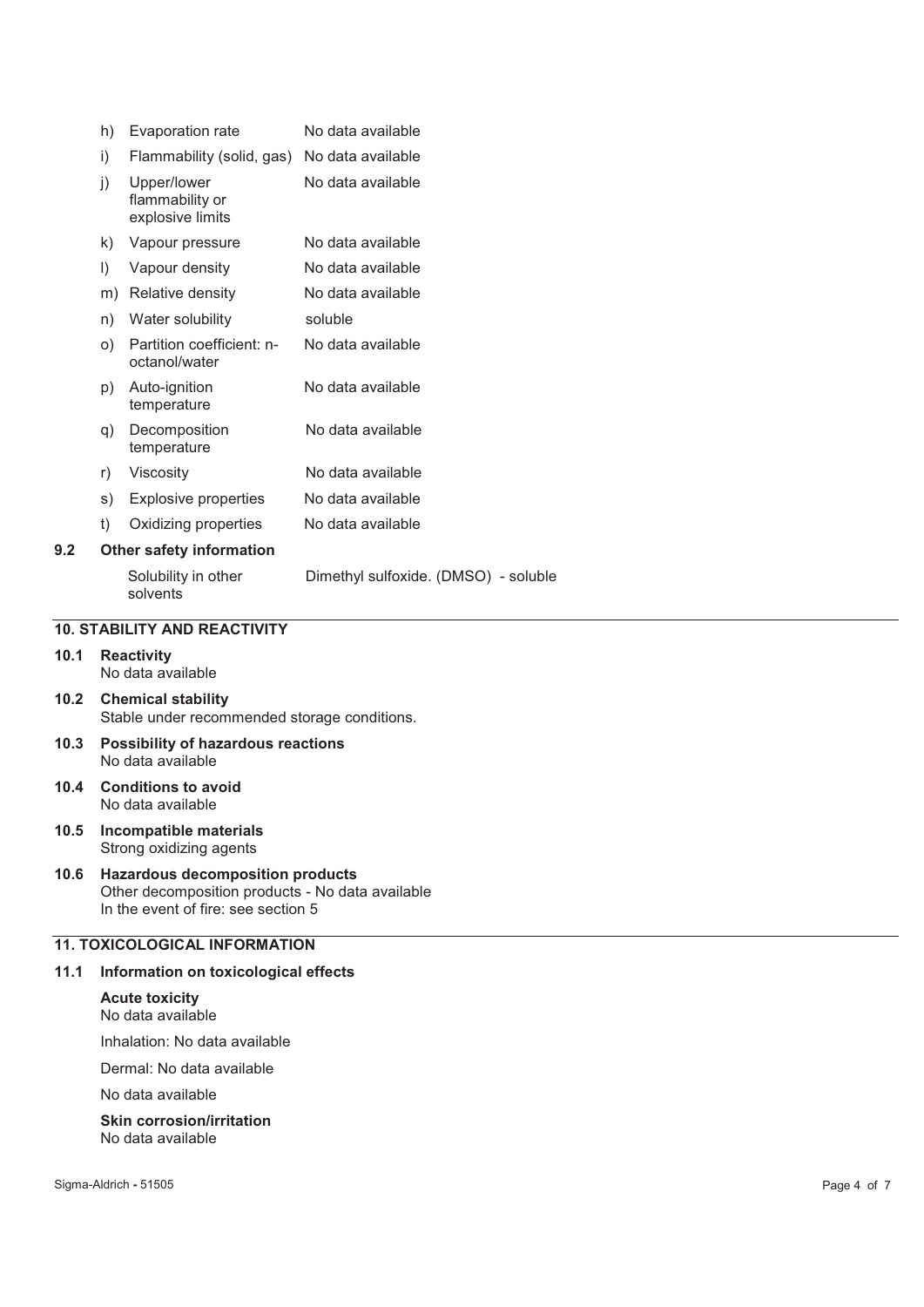| | | |
|---|---|---|
| h) | Evaporation rate | No data available |
| i) | Flammability (solid, gas) | No data available |
| j) | Upper/lower flammability or explosive limits | No data available |
| k) | Vapour pressure | No data available |
| l) | Vapour density | No data available |
| m) | Relative density | No data available |
| n) | Water solubility | soluble |
| o) | Partition coefficient: n-octanol/water | No data available |
| p) | Auto-ignition temperature | No data available |
| q) | Decomposition temperature | No data available |
| r) | Viscosity | No data available |
| s) | Explosive properties | No data available |
| t) | Oxidizing properties | No data available |

**9.2 Other safety information**

| | |
|---|---|
| Solubility in other solvents | Dimethyl sulfoxide. (DMSO) - soluble |

## 10. STABILITY AND REACTIVITY

**10.1 Reactivity**
No data available

**10.2 Chemical stability**
Stable under recommended storage conditions.

**10.3 Possibility of hazardous reactions**
No data available

**10.4 Conditions to avoid**
No data available

**10.5 Incompatible materials**
Strong oxidizing agents

**10.6 Hazardous decomposition products**
Other decomposition products - No data available
In the event of fire: see section 5

## 11. TOXICOLOGICAL INFORMATION

**11.1 Information on toxicological effects**

**Acute toxicity**
No data available

Inhalation: No data available

Dermal: No data available

No data available

**Skin corrosion/irritation**
No data available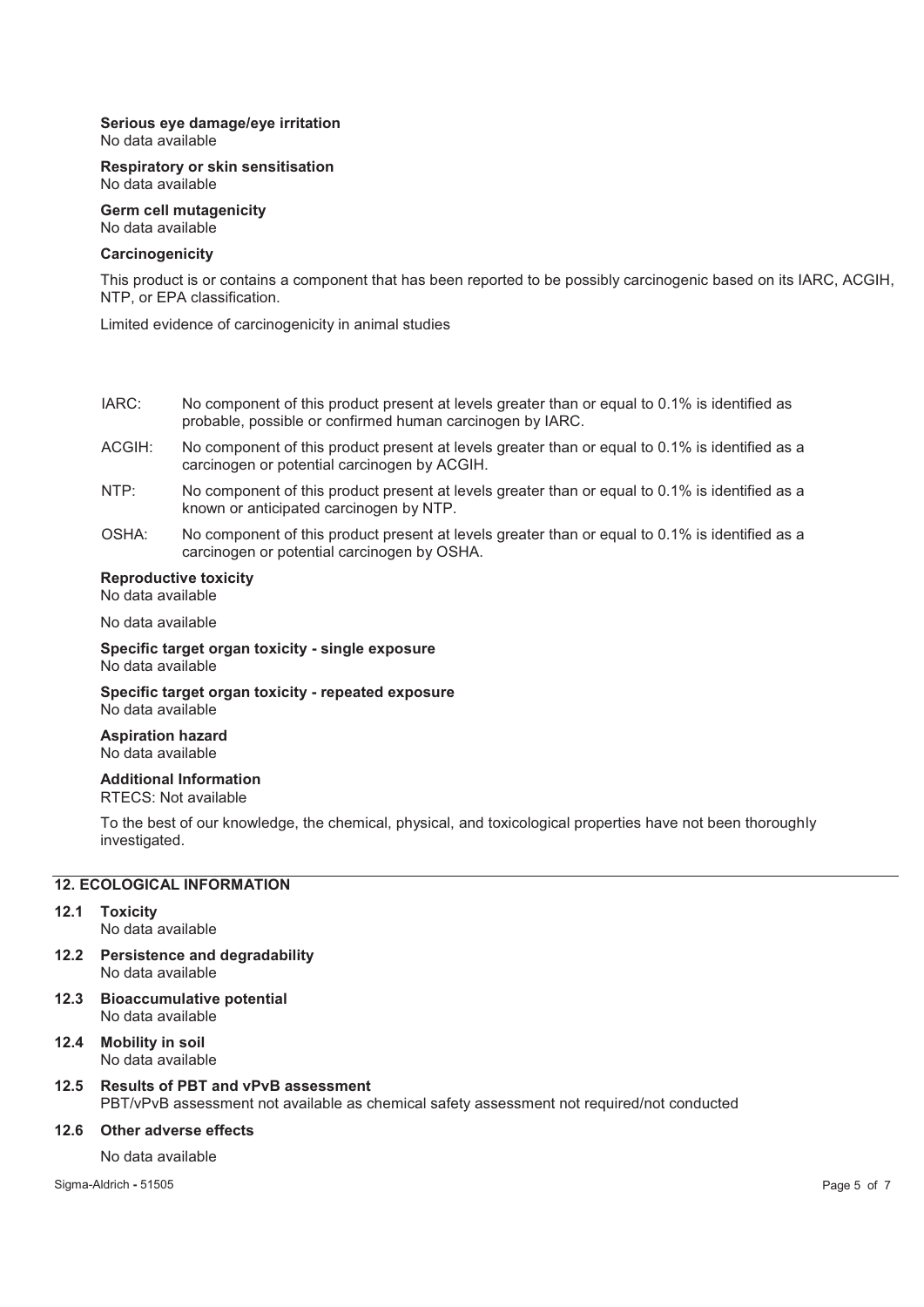**Serious eye damage/eye irritation**
No data available

**Respiratory or skin sensitisation**
No data available

**Germ cell mutagenicity**
No data available

**Carcinogenicity**

This product is or contains a component that has been reported to be possibly carcinogenic based on its IARC, ACGIH, NTP, or EPA classification.

Limited evidence of carcinogenicity in animal studies

| | |
|---|---|
| IARC: | No component of this product present at levels greater than or equal to 0.1% is identified as probable, possible or confirmed human carcinogen by IARC. |
| ACGIH: | No component of this product present at levels greater than or equal to 0.1% is identified as a carcinogen or potential carcinogen by ACGIH. |
| NTP: | No component of this product present at levels greater than or equal to 0.1% is identified as a known or anticipated carcinogen by NTP. |
| OSHA: | No component of this product present at levels greater than or equal to 0.1% is identified as a carcinogen or potential carcinogen by OSHA. |

**Reproductive toxicity**
No data available

No data available

**Specific target organ toxicity - single exposure**
No data available

**Specific target organ toxicity - repeated exposure**
No data available

**Aspiration hazard**
No data available

**Additional Information**
RTECS: Not available

To the best of our knowledge, the chemical, physical, and toxicological properties have not been thoroughly investigated.

## 12. ECOLOGICAL INFORMATION

**12.1 Toxicity**
No data available

**12.2 Persistence and degradability**
No data available

**12.3 Bioaccumulative potential**
No data available

**12.4 Mobility in soil**
No data available

**12.5 Results of PBT and vPvB assessment**
PBT/vPvB assessment not available as chemical safety assessment not required/not conducted

**12.6 Other adverse effects**

No data available

Sigma-Aldrich - 51505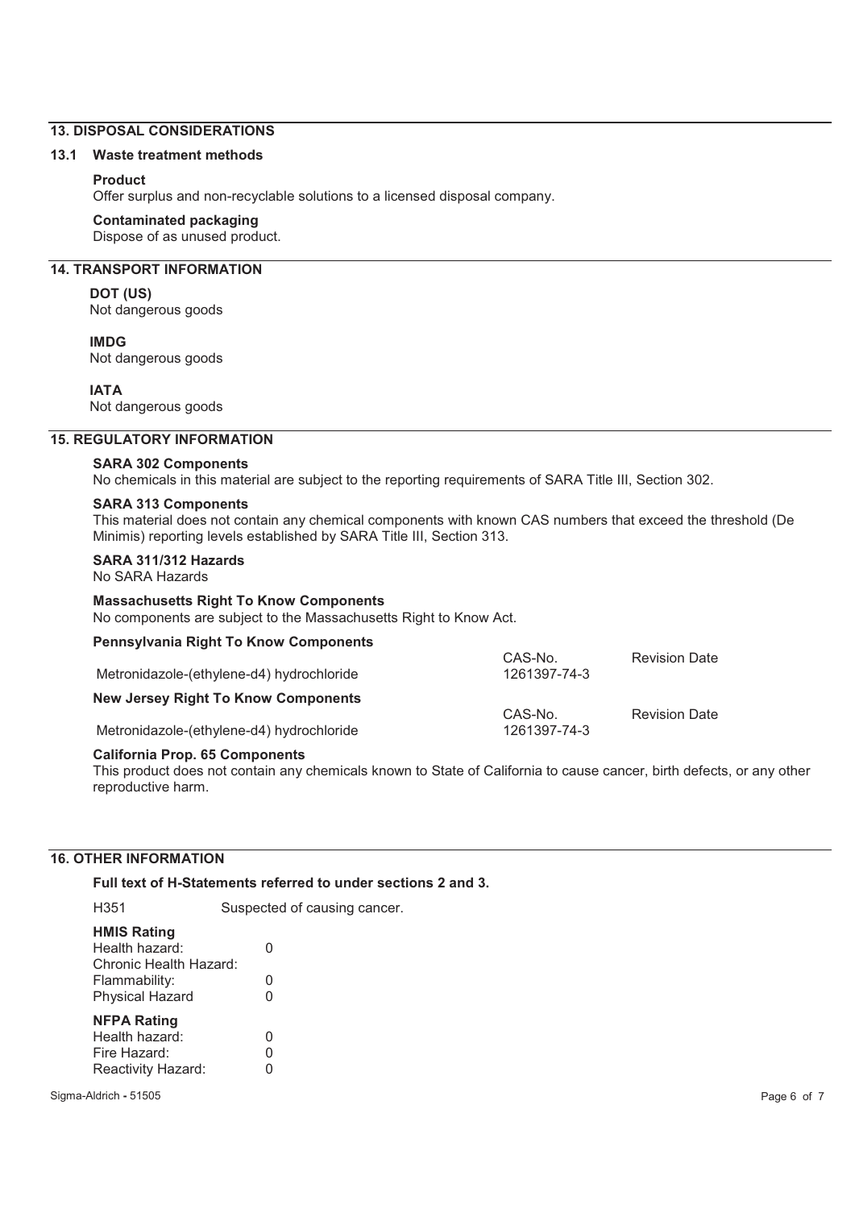## 13. DISPOSAL CONSIDERATIONS

### 13.1 Waste treatment methods

**Product**

Offer surplus and non-recyclable solutions to a licensed disposal company.

**Contaminated packaging**

Dispose of as unused product.

## 14. TRANSPORT INFORMATION

**DOT (US)**

Not dangerous goods

**IMDG**

Not dangerous goods

**IATA**

Not dangerous goods

## 15. REGULATORY INFORMATION

**SARA 302 Components**

No chemicals in this material are subject to the reporting requirements of SARA Title III, Section 302.

**SARA 313 Components**

This material does not contain any chemical components with known CAS numbers that exceed the threshold (De Minimis) reporting levels established by SARA Title III, Section 313.

**SARA 311/312 Hazards**

No SARA Hazards

**Massachusetts Right To Know Components**

No components are subject to the Massachusetts Right to Know Act.

**Pennsylvania Right To Know Components**

| | CAS-No. | Revision Date |
|---|---|---|
| Metronidazole-(ethylene-d4) hydrochloride | 1261397-74-3 | |

**New Jersey Right To Know Components**

| | CAS-No. | Revision Date |
|---|---|---|
| Metronidazole-(ethylene-d4) hydrochloride | 1261397-74-3 | |

**California Prop. 65 Components**

This product does not contain any chemicals known to State of California to cause cancer, birth defects, or any other reproductive harm.

## 16. OTHER INFORMATION

**Full text of H-Statements referred to under sections 2 and 3.**

H351 Suspected of causing cancer.

**HMIS Rating**

| | |
|---|---|
| Health hazard: | 0 |
| Chronic Health Hazard: | |
| Flammability: | 0 |
| Physical Hazard | 0 |

**NFPA Rating**

| | |
|---|---|
| Health hazard: | 0 |
| Fire Hazard: | 0 |
| Reactivity Hazard: | 0 |

Sigma-Aldrich - 51505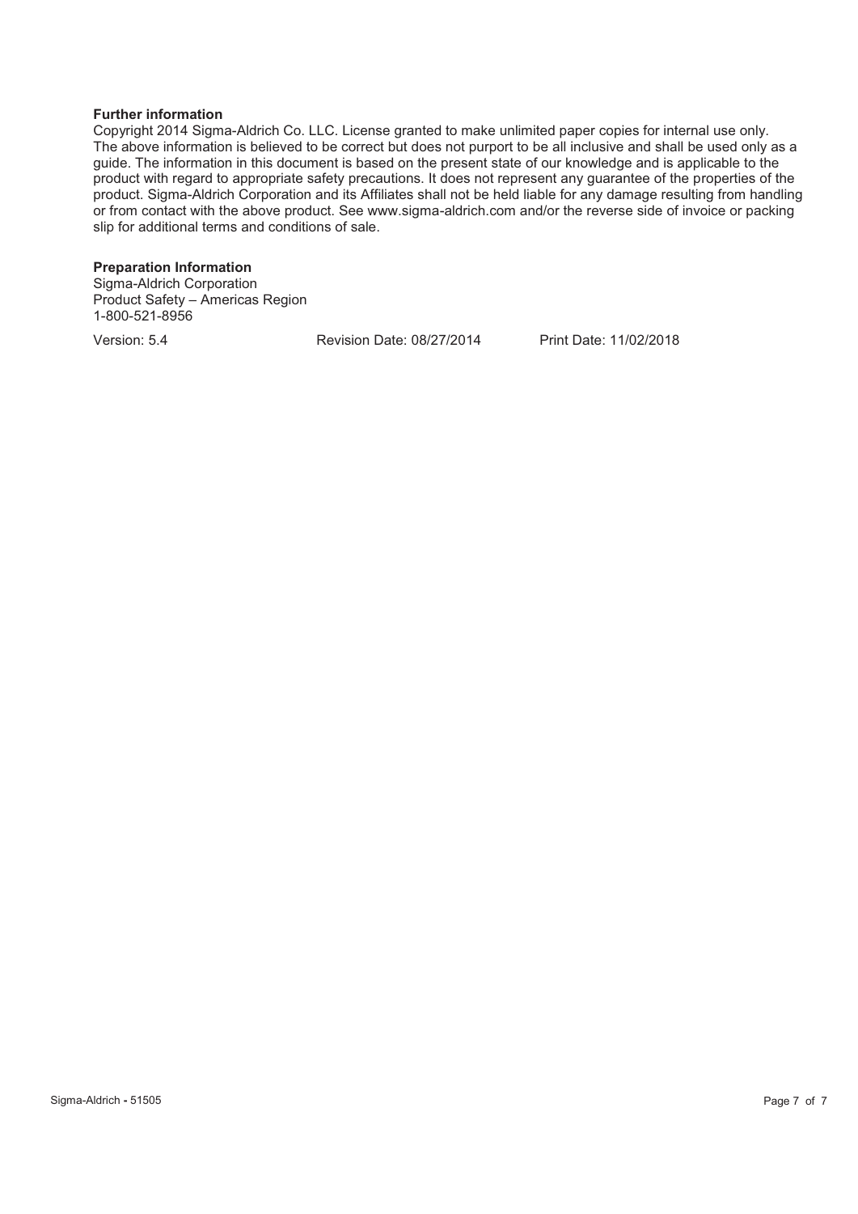### Further information

Copyright 2014 Sigma-Aldrich Co. LLC. License granted to make unlimited paper copies for internal use only.
The above information is believed to be correct but does not purport to be all inclusive and shall be used only as a guide. The information in this document is based on the present state of our knowledge and is applicable to the product with regard to appropriate safety precautions. It does not represent any guarantee of the properties of the product. Sigma-Aldrich Corporation and its Affiliates shall not be held liable for any damage resulting from handling or from contact with the above product. See www.sigma-aldrich.com and/or the reverse side of invoice or packing slip for additional terms and conditions of sale.

### Preparation Information

Sigma-Aldrich Corporation
Product Safety – Americas Region
1-800-521-8956

Version: 5.4 Revision Date: 08/27/2014 Print Date: 11/02/2018